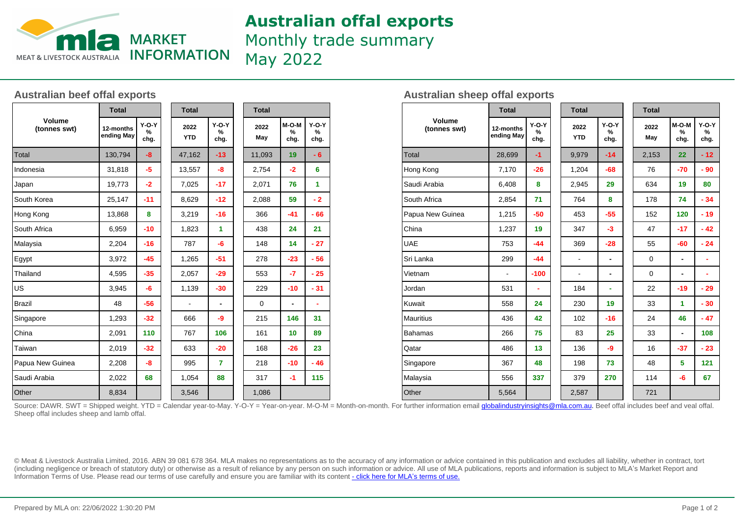# Australian offal exports

Monthly trade summary

May 2022

MLA MARKET INFORMATION — MEAT & LIVESTOCK AUSTRALIA

## Australian beef offal exports

| Volume (tonnes swt) | Total | | Total | | Total | | |
|---|---|---|---|---|---|---|---|
| | 12-months ending May | Y-O-Y % chg. | 2022 YTD | Y-O-Y % chg. | 2022 May | M-O-M % chg. | Y-O-Y % chg. |
| Total | 130,794 | -8 | 47,162 | -13 | 11,093 | 19 | - 6 |
| Indonesia | 31,818 | -5 | 13,557 | -8 | 2,754 | -2 | 6 |
| Japan | 19,773 | -2 | 7,025 | -17 | 2,071 | 76 | 1 |
| South Korea | 25,147 | -11 | 8,629 | -12 | 2,088 | 59 | - 2 |
| Hong Kong | 13,868 | 8 | 3,219 | -16 | 366 | -41 | - 66 |
| South Africa | 6,959 | -10 | 1,823 | 1 | 438 | 24 | 21 |
| Malaysia | 2,204 | -16 | 787 | -6 | 148 | 14 | - 27 |
| Egypt | 3,972 | -45 | 1,265 | -51 | 278 | -23 | - 56 |
| Thailand | 4,595 | -35 | 2,057 | -29 | 553 | -7 | - 25 |
| US | 3,945 | -6 | 1,139 | -30 | 229 | -10 | - 31 |
| Brazil | 48 | -56 | - | - | 0 | - | - |
| Singapore | 1,293 | -32 | 666 | -9 | 215 | 146 | 31 |
| China | 2,091 | 110 | 767 | 106 | 161 | 10 | 89 |
| Taiwan | 2,019 | -32 | 633 | -20 | 168 | -26 | 23 |
| Papua New Guinea | 2,208 | -8 | 995 | 7 | 218 | -10 | - 46 |
| Saudi Arabia | 2,022 | 68 | 1,054 | 88 | 317 | -1 | 115 |
| Other | 8,834 | | 3,546 | | 1,086 | | |

## Australian sheep offal exports

| Volume (tonnes swt) | Total | | Total | | Total | | |
|---|---|---|---|---|---|---|---|
| | 12-months ending May | Y-O-Y % chg. | 2022 YTD | Y-O-Y % chg. | 2022 May | M-O-M % chg. | Y-O-Y % chg. |
| Total | 28,699 | -1 | 9,979 | -14 | 2,153 | 22 | - 12 |
| Hong Kong | 7,170 | -26 | 1,204 | -68 | 76 | -70 | - 90 |
| Saudi Arabia | 6,408 | 8 | 2,945 | 29 | 634 | 19 | 80 |
| South Africa | 2,854 | 71 | 764 | 8 | 178 | 74 | - 34 |
| Papua New Guinea | 1,215 | -50 | 453 | -55 | 152 | 120 | - 19 |
| China | 1,237 | 19 | 347 | -3 | 47 | -17 | - 42 |
| UAE | 753 | -44 | 369 | -28 | 55 | -60 | - 24 |
| Sri Lanka | 299 | -44 | - | - | 0 | - | - |
| Vietnam | - | -100 | - | - | 0 | - | - |
| Jordan | 531 | - | 184 | - | 22 | -19 | - 29 |
| Kuwait | 558 | 24 | 230 | 19 | 33 | 1 | - 30 |
| Mauritius | 436 | 42 | 102 | -16 | 24 | 46 | - 47 |
| Bahamas | 266 | 75 | 83 | 25 | 33 | - | 108 |
| Qatar | 486 | 13 | 136 | -9 | 16 | -37 | - 23 |
| Singapore | 367 | 48 | 198 | 73 | 48 | 5 | 121 |
| Malaysia | 556 | 337 | 379 | 270 | 114 | -6 | 67 |
| Other | 5,564 | | 2,587 | | 721 | | |

Source: DAWR. SWT = Shipped weight. YTD = Calendar year-to-May. Y-O-Y = Year-on-year. M-O-M = Month-on-month. For further information email globalindustryinsights@mla.com.au. Beef offal includes beef and veal offal. Sheep offal includes sheep and lamb offal.

© Meat & Livestock Australia Limited, 2016. ABN 39 081 678 364. MLA makes no representations as to the accuracy of any information or advice contained in this publication and excludes all liability, whether in contract, tort (including negligence or breach of statutory duty) or otherwise as a result of reliance by any person on such information or advice. All use of MLA publications, reports and information is subject to MLA's Market Report and Information Terms of Use. Please read our terms of use carefully and ensure you are familiar with its content - click here for MLA's terms of use.

Prepared by MLA on: 22/06/2022 1:30:20 PM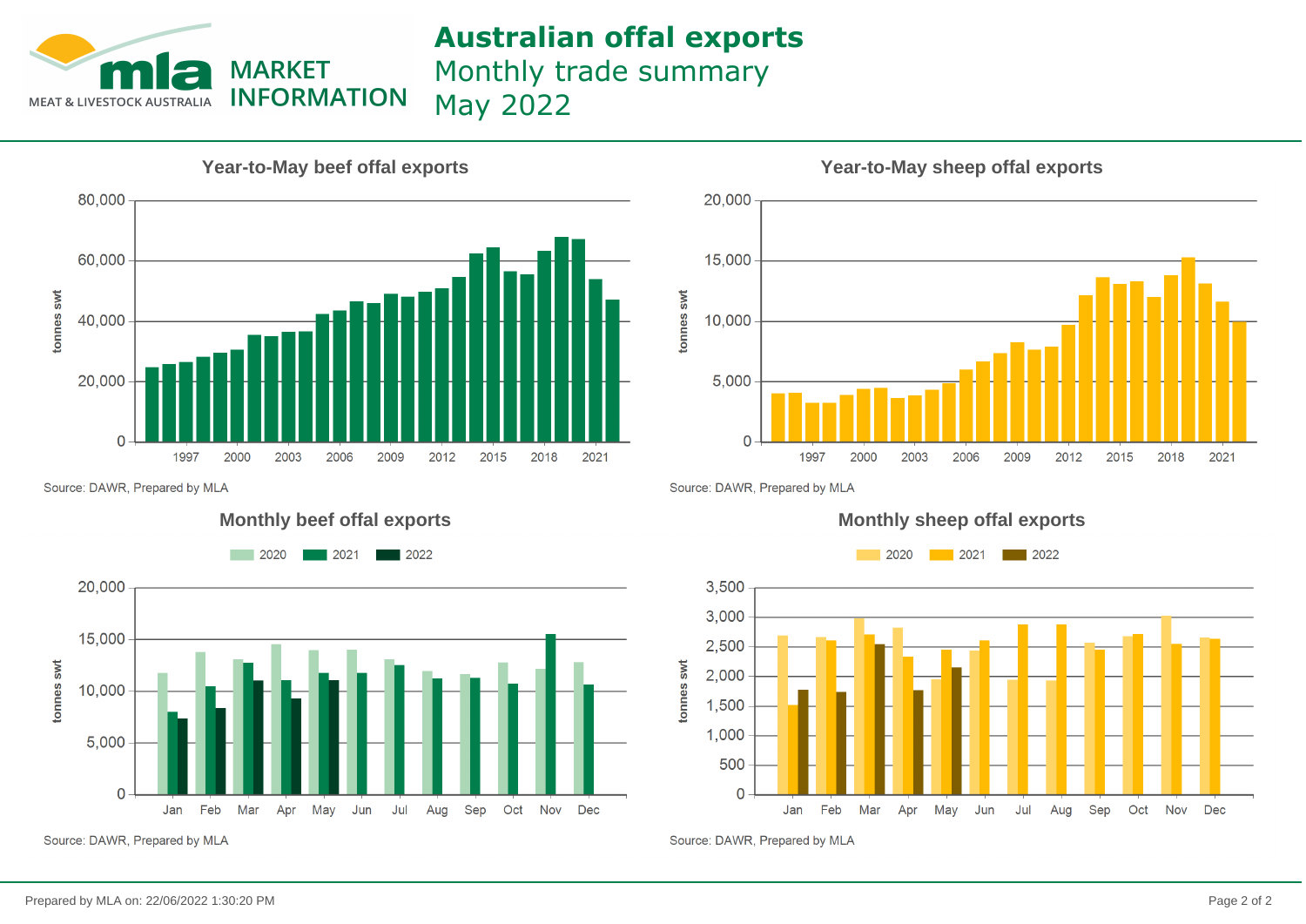# Australian offal exports

Monthly trade summary
May 2022

MLA MARKET INFORMATION
MEAT & LIVESTOCK AUSTRALIA

## Year-to-May beef offal exports

tonnes swt

80,000
60,000
40,000
20,000
0

1997 2000 2003 2006 2009 2012 2015 2018 2021

Source: DAWR, Prepared by MLA

## Year-to-May sheep offal exports

tonnes swt

20,000
15,000
10,000
5,000
0

1997 2000 2003 2006 2009 2012 2015 2018 2021

Source: DAWR, Prepared by MLA

## Monthly beef offal exports

2020 2021 2022

tonnes swt

20,000
15,000
10,000
5,000
0

Jan Feb Mar Apr May Jun Jul Aug Sep Oct Nov Dec

Source: DAWR, Prepared by MLA

## Monthly sheep offal exports

2020 2021 2022

tonnes swt

3,500
3,000
2,500
2,000
1,500
1,000
500
0

Jan Feb Mar Apr May Jun Jul Aug Sep Oct Nov Dec

Source: DAWR, Prepared by MLA

Prepared by MLA on: 22/06/2022 1:30:20 PM